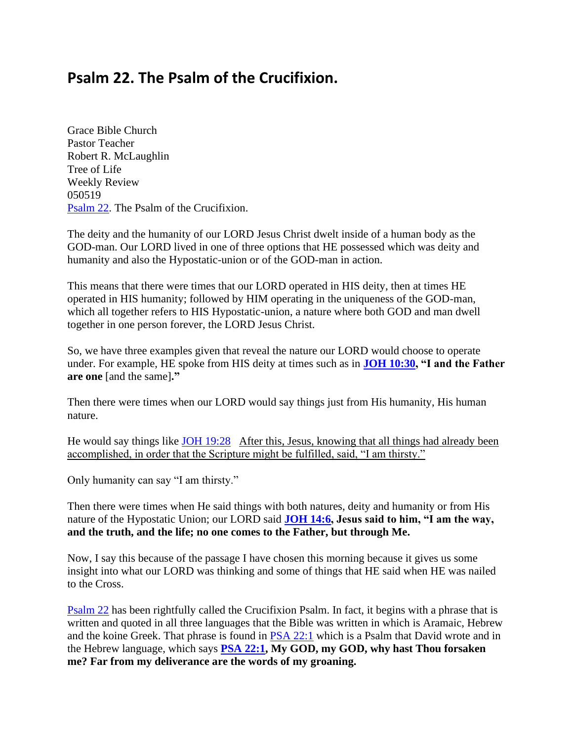## Psalm 22. The Psalm of the Crucifixion.

Grace Bible Church
Pastor Teacher
Robert R. McLaughlin
Tree of Life
Weekly Review
050519
Psalm 22. The Psalm of the Crucifixion.

The deity and the humanity of our LORD Jesus Christ dwelt inside of a human body as the GOD-man. Our LORD lived in one of three options that HE possessed which was deity and humanity and also the Hypostatic-union or of the GOD-man in action.

This means that there were times that our LORD operated in HIS deity, then at times HE operated in HIS humanity; followed by HIM operating in the uniqueness of the GOD-man, which all together refers to HIS Hypostatic-union, a nature where both GOD and man dwell together in one person forever, the LORD Jesus Christ.

So, we have three examples given that reveal the nature our LORD would choose to operate under. For example, HE spoke from HIS deity at times such as in **JOH 10:30, "I and the Father are one** [and the same]**."**

Then there were times when our LORD would say things just from His humanity, His human nature.

He would say things like JOH 19:28 After this, Jesus, knowing that all things had already been accomplished, in order that the Scripture might be fulfilled, said, "I am thirsty."

Only humanity can say "I am thirsty."

Then there were times when He said things with both natures, deity and humanity or from His nature of the Hypostatic Union; our LORD said **JOH 14:6, Jesus said to him, "I am the way, and the truth, and the life; no one comes to the Father, but through Me.**

Now, I say this because of the passage I have chosen this morning because it gives us some insight into what our LORD was thinking and some of things that HE said when HE was nailed to the Cross.

Psalm 22 has been rightfully called the Crucifixion Psalm. In fact, it begins with a phrase that is written and quoted in all three languages that the Bible was written in which is Aramaic, Hebrew and the koine Greek. That phrase is found in PSA 22:1 which is a Psalm that David wrote and in the Hebrew language, which says **PSA 22:1, My GOD, my GOD, why hast Thou forsaken me? Far from my deliverance are the words of my groaning.**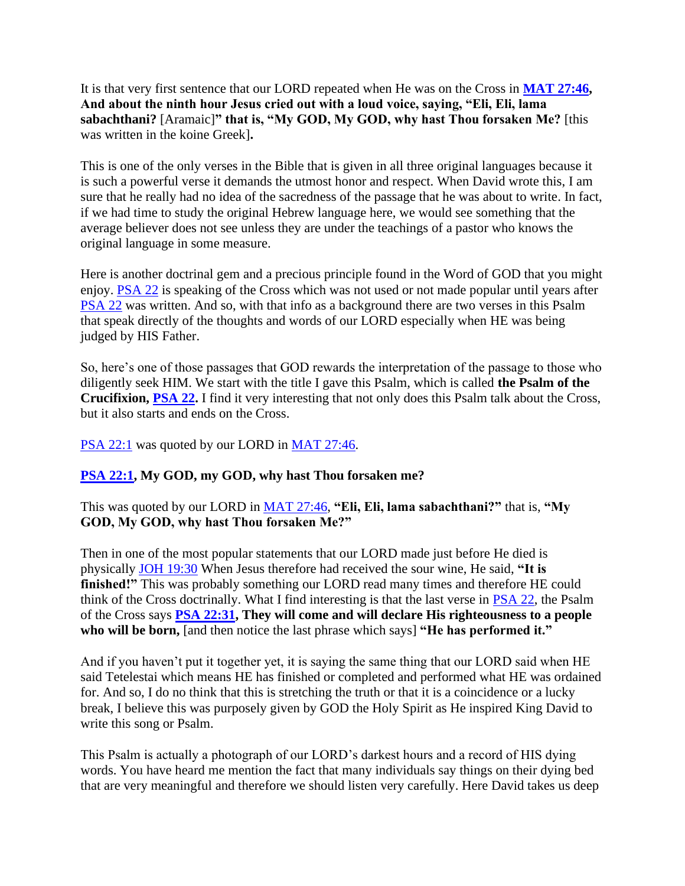It is that very first sentence that our LORD repeated when He was on the Cross in **MAT 27:46, And about the ninth hour Jesus cried out with a loud voice, saying, "Eli, Eli, lama sabachthani?** [Aramaic]**" that is, "My GOD, My GOD, why hast Thou forsaken Me?** [this was written in the koine Greek]**.**

This is one of the only verses in the Bible that is given in all three original languages because it is such a powerful verse it demands the utmost honor and respect. When David wrote this, I am sure that he really had no idea of the sacredness of the passage that he was about to write. In fact, if we had time to study the original Hebrew language here, we would see something that the average believer does not see unless they are under the teachings of a pastor who knows the original language in some measure.

Here is another doctrinal gem and a precious principle found in the Word of GOD that you might enjoy. PSA 22 is speaking of the Cross which was not used or not made popular until years after PSA 22 was written. And so, with that info as a background there are two verses in this Psalm that speak directly of the thoughts and words of our LORD especially when HE was being judged by HIS Father.

So, here's one of those passages that GOD rewards the interpretation of the passage to those who diligently seek HIM. We start with the title I gave this Psalm, which is called **the Psalm of the Crucifixion, PSA 22.** I find it very interesting that not only does this Psalm talk about the Cross, but it also starts and ends on the Cross.

PSA 22:1 was quoted by our LORD in MAT 27:46.

**PSA 22:1, My GOD, my GOD, why hast Thou forsaken me?**

This was quoted by our LORD in MAT 27:46, **"Eli, Eli, lama sabachthani?"** that is, **"My GOD, My GOD, why hast Thou forsaken Me?"**

Then in one of the most popular statements that our LORD made just before He died is physically JOH 19:30 When Jesus therefore had received the sour wine, He said, **"It is finished!"** This was probably something our LORD read many times and therefore HE could think of the Cross doctrinally. What I find interesting is that the last verse in PSA 22, the Psalm of the Cross says **PSA 22:31, They will come and will declare His righteousness to a people who will be born,** [and then notice the last phrase which says] **"He has performed it."**

And if you haven't put it together yet, it is saying the same thing that our LORD said when HE said Tetelestai which means HE has finished or completed and performed what HE was ordained for. And so, I do no think that this is stretching the truth or that it is a coincidence or a lucky break, I believe this was purposely given by GOD the Holy Spirit as He inspired King David to write this song or Psalm.

This Psalm is actually a photograph of our LORD's darkest hours and a record of HIS dying words. You have heard me mention the fact that many individuals say things on their dying bed that are very meaningful and therefore we should listen very carefully. Here David takes us deep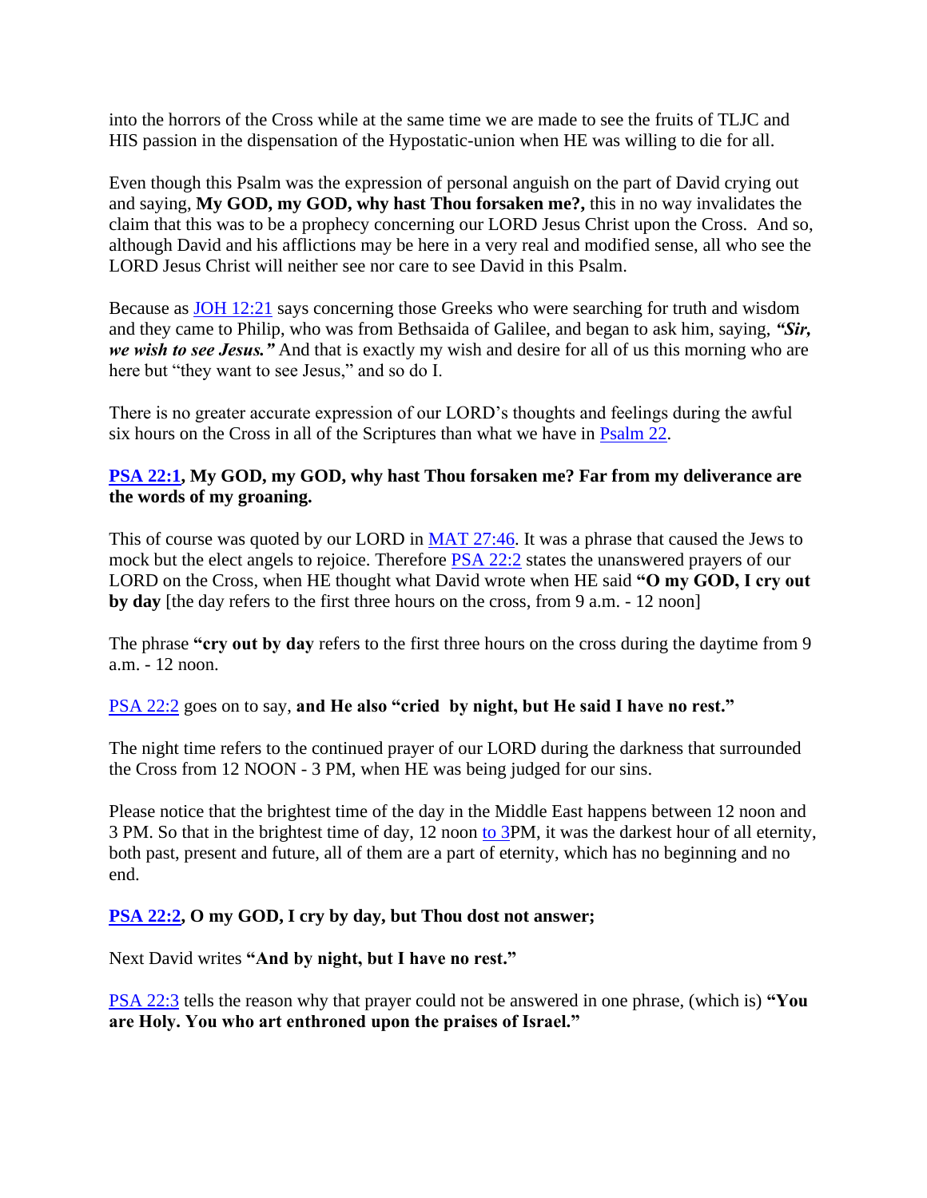into the horrors of the Cross while at the same time we are made to see the fruits of TLJC and HIS passion in the dispensation of the Hypostatic-union when HE was willing to die for all.

Even though this Psalm was the expression of personal anguish on the part of David crying out and saying, **My GOD, my GOD, why hast Thou forsaken me?,** this in no way invalidates the claim that this was to be a prophecy concerning our LORD Jesus Christ upon the Cross. And so, although David and his afflictions may be here in a very real and modified sense, all who see the LORD Jesus Christ will neither see nor care to see David in this Psalm.

Because as JOH 12:21 says concerning those Greeks who were searching for truth and wisdom and they came to Philip, who was from Bethsaida of Galilee, and began to ask him, saying, ***"Sir, we wish to see Jesus."*** And that is exactly my wish and desire for all of us this morning who are here but "they want to see Jesus," and so do I.

There is no greater accurate expression of our LORD's thoughts and feelings during the awful six hours on the Cross in all of the Scriptures than what we have in Psalm 22.

**PSA 22:1, My GOD, my GOD, why hast Thou forsaken me? Far from my deliverance are the words of my groaning.**

This of course was quoted by our LORD in MAT 27:46. It was a phrase that caused the Jews to mock but the elect angels to rejoice. Therefore PSA 22:2 states the unanswered prayers of our LORD on the Cross, when HE thought what David wrote when HE said **"O my GOD, I cry out by day** [the day refers to the first three hours on the cross, from 9 a.m. - 12 noon]

The phrase **"cry out by day** refers to the first three hours on the cross during the daytime from 9 a.m. - 12 noon.

PSA 22:2 goes on to say, **and He also "cried by night, but He said I have no rest."**

The night time refers to the continued prayer of our LORD during the darkness that surrounded the Cross from 12 NOON - 3 PM, when HE was being judged for our sins.

Please notice that the brightest time of the day in the Middle East happens between 12 noon and 3 PM. So that in the brightest time of day, 12 noon to 3PM, it was the darkest hour of all eternity, both past, present and future, all of them are a part of eternity, which has no beginning and no end.

**PSA 22:2, O my GOD, I cry by day, but Thou dost not answer;**

Next David writes **"And by night, but I have no rest."**

PSA 22:3 tells the reason why that prayer could not be answered in one phrase, (which is) **"You are Holy. You who art enthroned upon the praises of Israel."**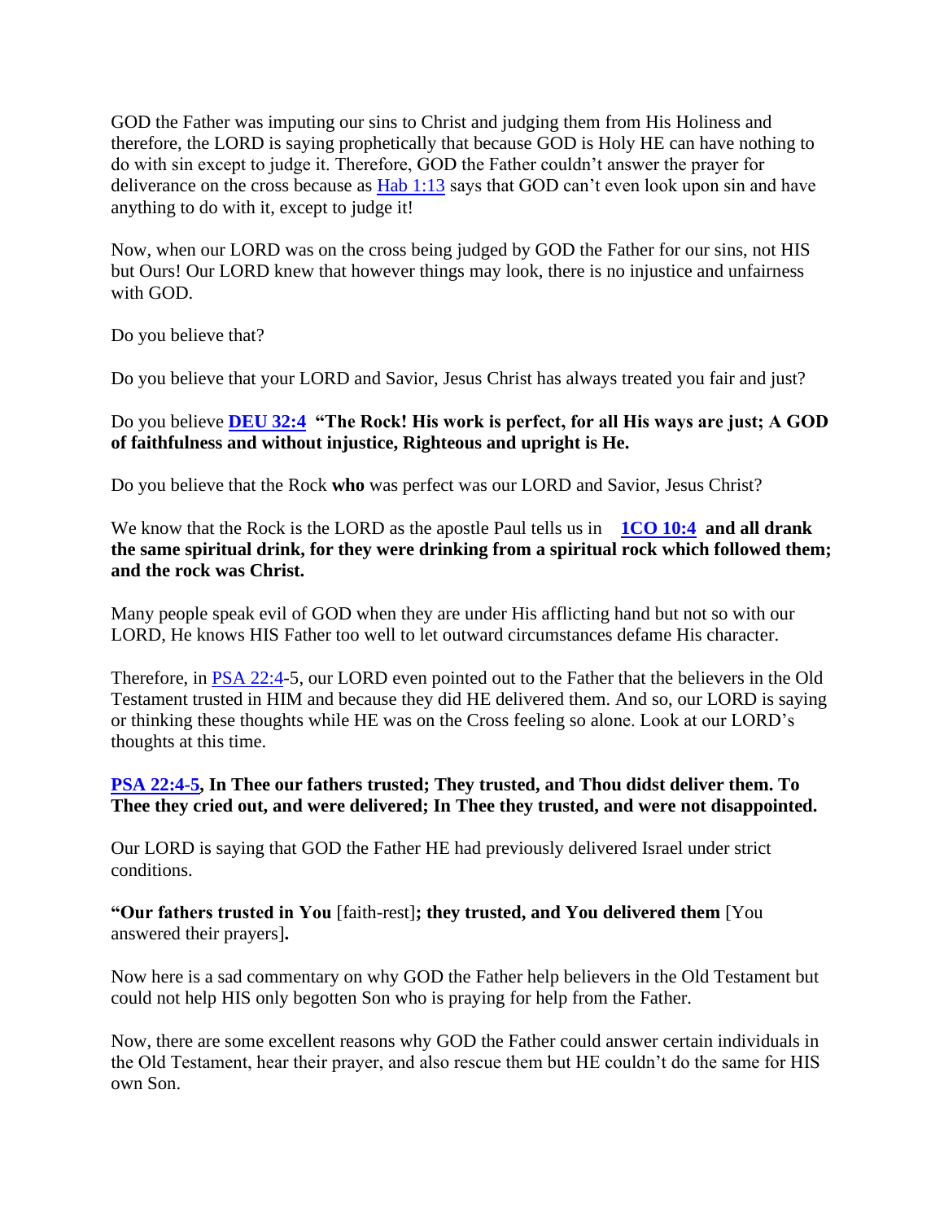GOD the Father was imputing our sins to Christ and judging them from His Holiness and therefore, the LORD is saying prophetically that because GOD is Holy HE can have nothing to do with sin except to judge it. Therefore, GOD the Father couldn't answer the prayer for deliverance on the cross because as Hab 1:13 says that GOD can't even look upon sin and have anything to do with it, except to judge it!

Now, when our LORD was on the cross being judged by GOD the Father for our sins, not HIS but Ours! Our LORD knew that however things may look, there is no injustice and unfairness with GOD.

Do you believe that?

Do you believe that your LORD and Savior, Jesus Christ has always treated you fair and just?

Do you believe **DEU 32:4** **"The Rock! His work is perfect, for all His ways are just; A GOD of faithfulness and without injustice, Righteous and upright is He.**

Do you believe that the Rock **who** was perfect was our LORD and Savior, Jesus Christ?

We know that the Rock is the LORD as the apostle Paul tells us in **1CO 10:4** **and all drank the same spiritual drink, for they were drinking from a spiritual rock which followed them; and the rock was Christ.**

Many people speak evil of GOD when they are under His afflicting hand but not so with our LORD, He knows HIS Father too well to let outward circumstances defame His character.

Therefore, in PSA 22:4-5, our LORD even pointed out to the Father that the believers in the Old Testament trusted in HIM and because they did HE delivered them. And so, our LORD is saying or thinking these thoughts while HE was on the Cross feeling so alone. Look at our LORD's thoughts at this time.

**PSA 22:4-5, In Thee our fathers trusted; They trusted, and Thou didst deliver them. To Thee they cried out, and were delivered; In Thee they trusted, and were not disappointed.**

Our LORD is saying that GOD the Father HE had previously delivered Israel under strict conditions.

**"Our fathers trusted in You** [faith-rest]**; they trusted, and You delivered them** [You answered their prayers]**.**

Now here is a sad commentary on why GOD the Father help believers in the Old Testament but could not help HIS only begotten Son who is praying for help from the Father.

Now, there are some excellent reasons why GOD the Father could answer certain individuals in the Old Testament, hear their prayer, and also rescue them but HE couldn't do the same for HIS own Son.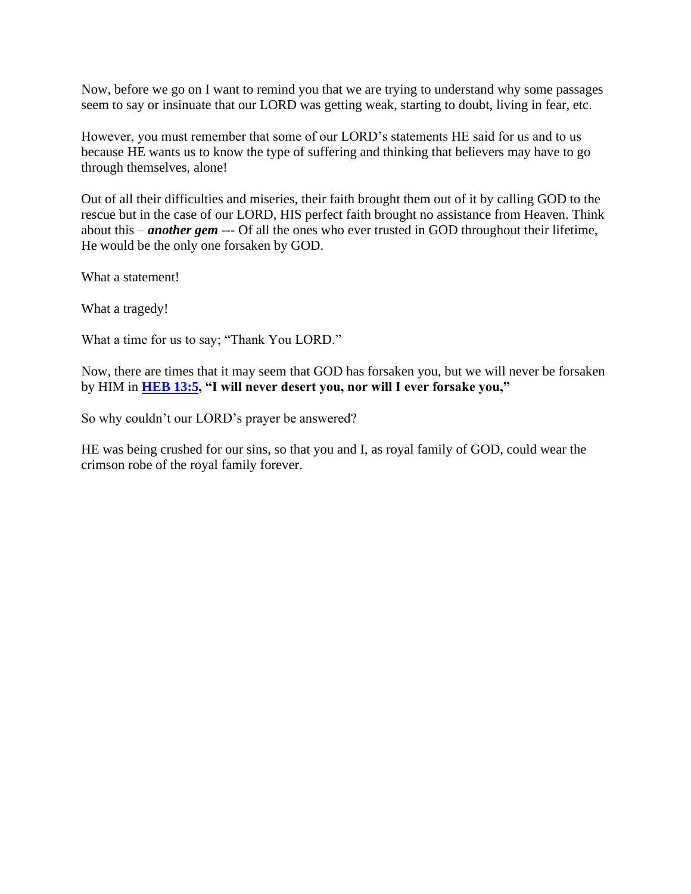Now, before we go on I want to remind you that we are trying to understand why some passages seem to say or insinuate that our LORD was getting weak, starting to doubt, living in fear, etc.

However, you must remember that some of our LORD's statements HE said for us and to us because HE wants us to know the type of suffering and thinking that believers may have to go through themselves, alone!

Out of all their difficulties and miseries, their faith brought them out of it by calling GOD to the rescue but in the case of our LORD, HIS perfect faith brought no assistance from Heaven. Think about this – ***another gem*** --- Of all the ones who ever trusted in GOD throughout their lifetime, He would be the only one forsaken by GOD.

What a statement!

What a tragedy!

What a time for us to say; "Thank You LORD."

Now, there are times that it may seem that GOD has forsaken you, but we will never be forsaken by HIM in **HEB 13:5, "I will never desert you, nor will I ever forsake you,"**

So why couldn't our LORD's prayer be answered?

HE was being crushed for our sins, so that you and I, as royal family of GOD, could wear the crimson robe of the royal family forever.